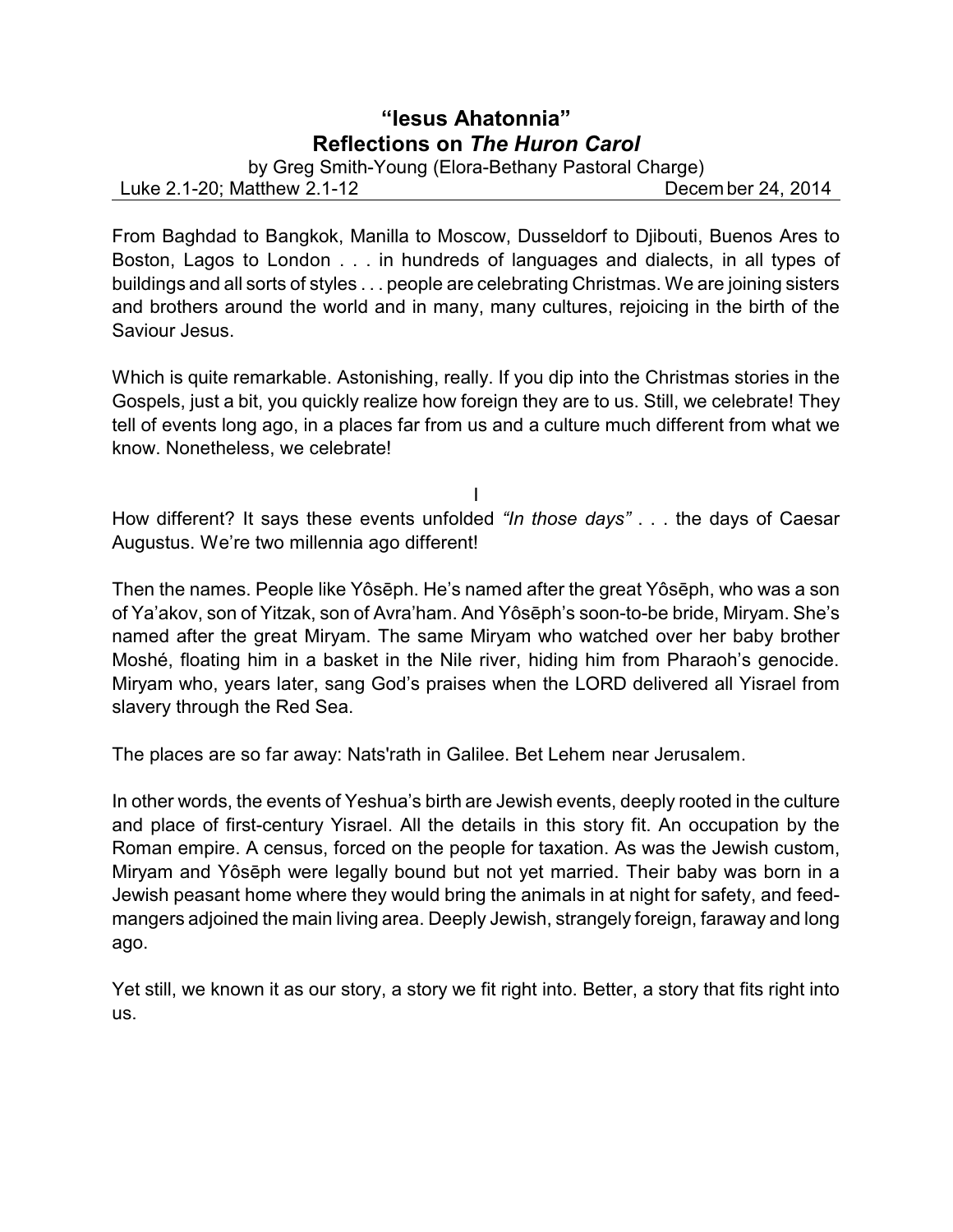# "Iesus Ahatonnia"
## Reflections on *The Huron Carol*

by Greg Smith-Young (Elora-Bethany Pastoral Charge)

Luke 2.1-20; Matthew 2.1-12 December 24, 2014

From Baghdad to Bangkok, Manilla to Moscow, Dusseldorf to Djibouti, Buenos Ares to Boston, Lagos to London . . . in hundreds of languages and dialects, in all types of buildings and all sorts of styles . . . people are celebrating Christmas. We are joining sisters and brothers around the world and in many, many cultures, rejoicing in the birth of the Saviour Jesus.

Which is quite remarkable. Astonishing, really. If you dip into the Christmas stories in the Gospels, just a bit, you quickly realize how foreign they are to us. Still, we celebrate! They tell of events long ago, in a places far from us and a culture much different from what we know. Nonetheless, we celebrate!

I

How different? It says these events unfolded *"In those days"* . . . the days of Caesar Augustus. We're two millennia ago different!

Then the names. People like Yôsēph. He's named after the great Yôsēph, who was a son of Ya'akov, son of Yitzak, son of Avra'ham. And Yôsēph's soon-to-be bride, Miryam. She's named after the great Miryam. The same Miryam who watched over her baby brother Moshé, floating him in a basket in the Nile river, hiding him from Pharaoh's genocide. Miryam who, years later, sang God's praises when the LORD delivered all Yisrael from slavery through the Red Sea.

The places are so far away: Nats'rath in Galilee. Bet Lehem near Jerusalem.

In other words, the events of Yeshua's birth are Jewish events, deeply rooted in the culture and place of first-century Yisrael. All the details in this story fit. An occupation by the Roman empire. A census, forced on the people for taxation. As was the Jewish custom, Miryam and Yôsēph were legally bound but not yet married. Their baby was born in a Jewish peasant home where they would bring the animals in at night for safety, and feed-mangers adjoined the main living area. Deeply Jewish, strangely foreign, faraway and long ago.

Yet still, we known it as our story, a story we fit right into. Better, a story that fits right into us.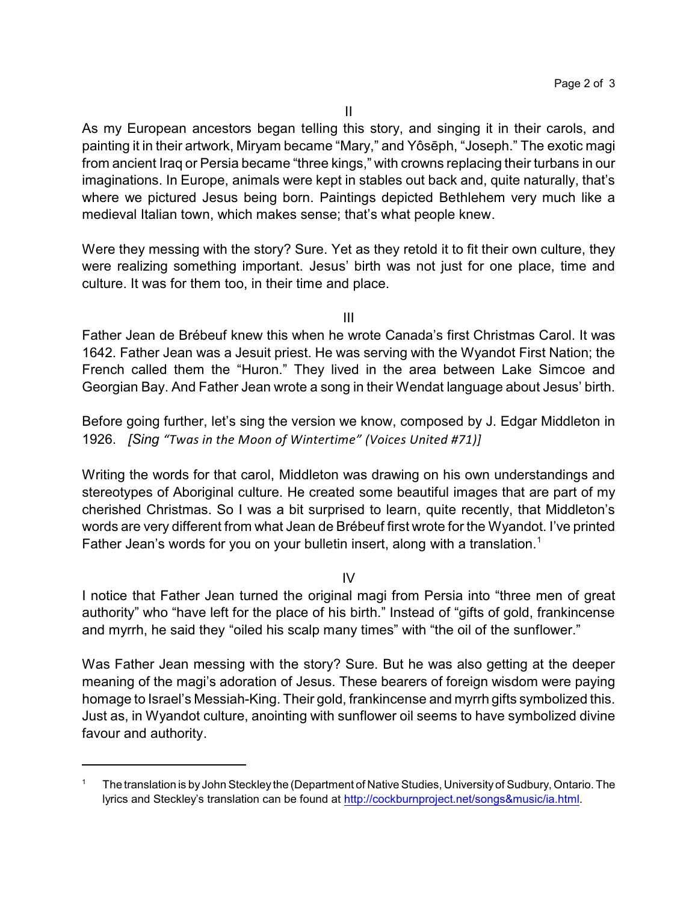II

As my European ancestors began telling this story, and singing it in their carols, and painting it in their artwork, Miryam became "Mary," and Yôsēph, "Joseph." The exotic magi from ancient Iraq or Persia became "three kings," with crowns replacing their turbans in our imaginations. In Europe, animals were kept in stables out back and, quite naturally, that's where we pictured Jesus being born. Paintings depicted Bethlehem very much like a medieval Italian town, which makes sense; that's what people knew.

Were they messing with the story? Sure. Yet as they retold it to fit their own culture, they were realizing something important. Jesus' birth was not just for one place, time and culture. It was for them too, in their time and place.

III

Father Jean de Brébeuf knew this when he wrote Canada's first Christmas Carol. It was 1642. Father Jean was a Jesuit priest. He was serving with the Wyandot First Nation; the French called them the "Huron." They lived in the area between Lake Simcoe and Georgian Bay. And Father Jean wrote a song in their Wendat language about Jesus' birth.

Before going further, let's sing the version we know, composed by J. Edgar Middleton in 1926. *[Sing "Twas in the Moon of Wintertime" (Voices United #71)]*

Writing the words for that carol, Middleton was drawing on his own understandings and stereotypes of Aboriginal culture. He created some beautiful images that are part of my cherished Christmas. So I was a bit surprised to learn, quite recently, that Middleton's words are very different from what Jean de Brébeuf first wrote for the Wyandot. I've printed Father Jean's words for you on your bulletin insert, along with a translation.[1]

IV

I notice that Father Jean turned the original magi from Persia into "three men of great authority" who "have left for the place of his birth." Instead of "gifts of gold, frankincense and myrrh, he said they "oiled his scalp many times" with "the oil of the sunflower."

Was Father Jean messing with the story? Sure. But he was also getting at the deeper meaning of the magi's adoration of Jesus. These bearers of foreign wisdom were paying homage to Israel's Messiah-King. Their gold, frankincense and myrrh gifts symbolized this. Just as, in Wyandot culture, anointing with sunflower oil seems to have symbolized divine favour and authority.

---

[1] The translation is by John Steckley the (Department of Native Studies, University of Sudbury, Ontario. The lyrics and Steckley's translation can be found at http://cockburnproject.net/songs&music/ia.html.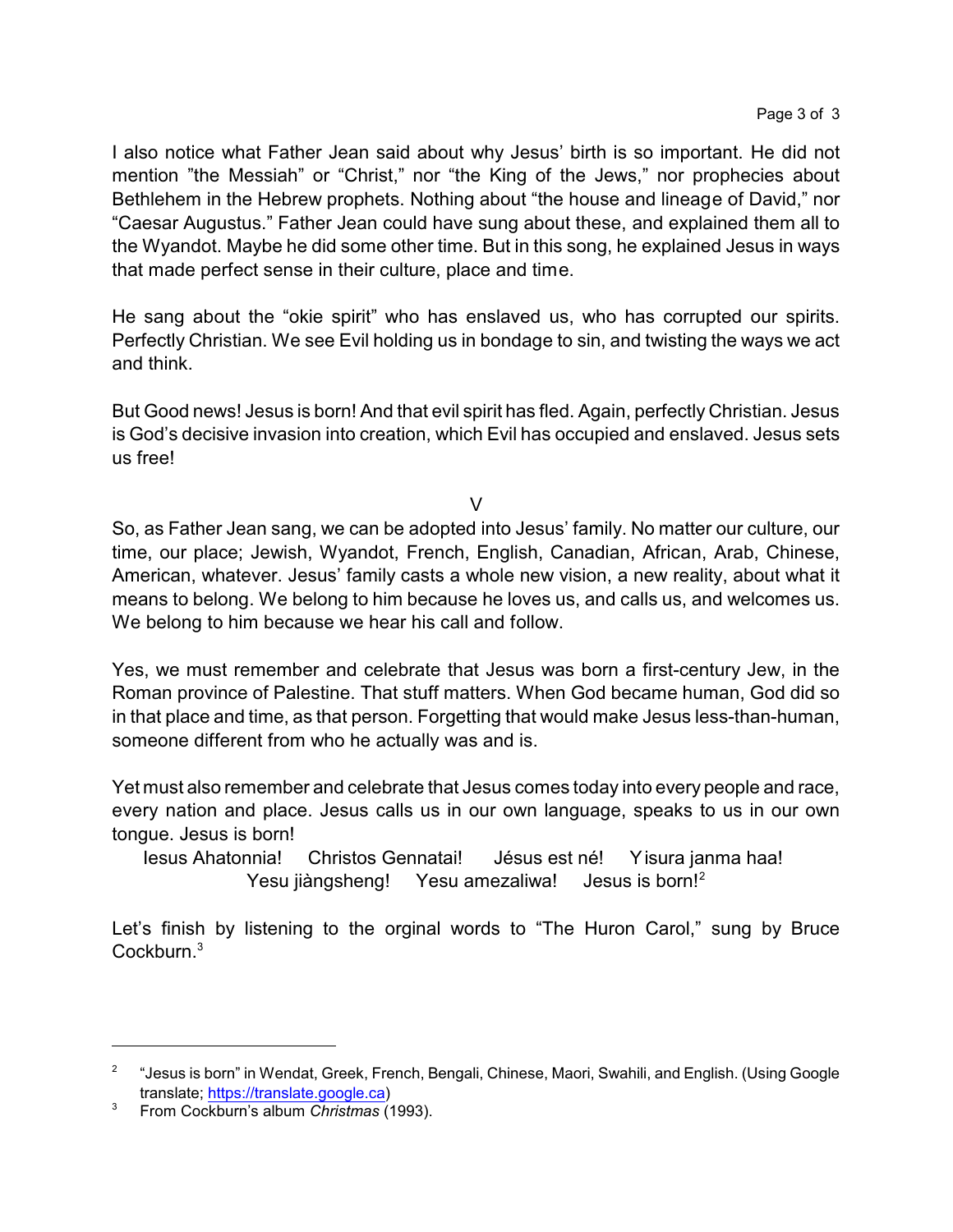I also notice what Father Jean said about why Jesus' birth is so important. He did not mention "the Messiah" or "Christ," nor "the King of the Jews," nor prophecies about Bethlehem in the Hebrew prophets. Nothing about "the house and lineage of David," nor "Caesar Augustus." Father Jean could have sung about these, and explained them all to the Wyandot. Maybe he did some other time. But in this song, he explained Jesus in ways that made perfect sense in their culture, place and time.

He sang about the "okie spirit" who has enslaved us, who has corrupted our spirits. Perfectly Christian. We see Evil holding us in bondage to sin, and twisting the ways we act and think.

But Good news! Jesus is born! And that evil spirit has fled. Again, perfectly Christian. Jesus is God's decisive invasion into creation, which Evil has occupied and enslaved. Jesus sets us free!

V

So, as Father Jean sang, we can be adopted into Jesus' family. No matter our culture, our time, our place; Jewish, Wyandot, French, English, Canadian, African, Arab, Chinese, American, whatever. Jesus' family casts a whole new vision, a new reality, about what it means to belong. We belong to him because he loves us, and calls us, and welcomes us. We belong to him because we hear his call and follow.

Yes, we must remember and celebrate that Jesus was born a first-century Jew, in the Roman province of Palestine. That stuff matters. When God became human, God did so in that place and time, as that person. Forgetting that would make Jesus less-than-human, someone different from who he actually was and is.

Yet must also remember and celebrate that Jesus comes today into every people and race, every nation and place. Jesus calls us in our own language, speaks to us in our own tongue. Jesus is born!

Iesus Ahatonnia! Christos Gennatai! Jésus est né! Y isura janma haa!
Yesu jiàngsheng! Yesu amezaliwa! Jesus is born![2]

Let's finish by listening to the orginal words to "The Huron Carol," sung by Bruce Cockburn.[3]

---

[2] "Jesus is born" in Wendat, Greek, French, Bengali, Chinese, Maori, Swahili, and English. (Using Google translate; https://translate.google.ca)

[3] From Cockburn's album *Christmas* (1993).